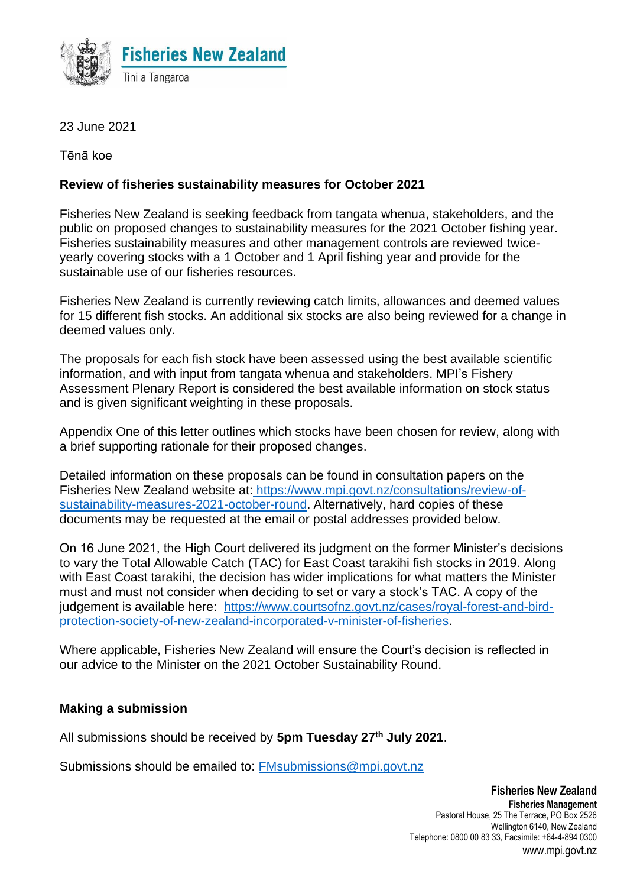Fisheries New Zealand

Tini a Tangaroa

23 June 2021

Tēnā koe

**Review of fisheries sustainability measures for October 2021**

Fisheries New Zealand is seeking feedback from tangata whenua, stakeholders, and the public on proposed changes to sustainability measures for the 2021 October fishing year. Fisheries sustainability measures and other management controls are reviewed twice-yearly covering stocks with a 1 October and 1 April fishing year and provide for the sustainable use of our fisheries resources.

Fisheries New Zealand is currently reviewing catch limits, allowances and deemed values for 15 different fish stocks. An additional six stocks are also being reviewed for a change in deemed values only.

The proposals for each fish stock have been assessed using the best available scientific information, and with input from tangata whenua and stakeholders. MPI's Fishery Assessment Plenary Report is considered the best available information on stock status and is given significant weighting in these proposals.

Appendix One of this letter outlines which stocks have been chosen for review, along with a brief supporting rationale for their proposed changes.

Detailed information on these proposals can be found in consultation papers on the Fisheries New Zealand website at: https://www.mpi.govt.nz/consultations/review-of-sustainability-measures-2021-october-round. Alternatively, hard copies of these documents may be requested at the email or postal addresses provided below.

On 16 June 2021, the High Court delivered its judgment on the former Minister's decisions to vary the Total Allowable Catch (TAC) for East Coast tarakihi fish stocks in 2019. Along with East Coast tarakihi, the decision has wider implications for what matters the Minister must and must not consider when deciding to set or vary a stock's TAC. A copy of the judgement is available here: https://www.courtsofnz.govt.nz/cases/royal-forest-and-bird-protection-society-of-new-zealand-incorporated-v-minister-of-fisheries.

Where applicable, Fisheries New Zealand will ensure the Court's decision is reflected in our advice to the Minister on the 2021 October Sustainability Round.

**Making a submission**

All submissions should be received by **5pm Tuesday 27th July 2021**.

Submissions should be emailed to: FMsubmissions@mpi.govt.nz

**Fisheries New Zealand**
**Fisheries Management**
Pastoral House, 25 The Terrace, PO Box 2526
Wellington 6140, New Zealand
Telephone: 0800 00 83 33, Facsimile: +64-4-894 0300
www.mpi.govt.nz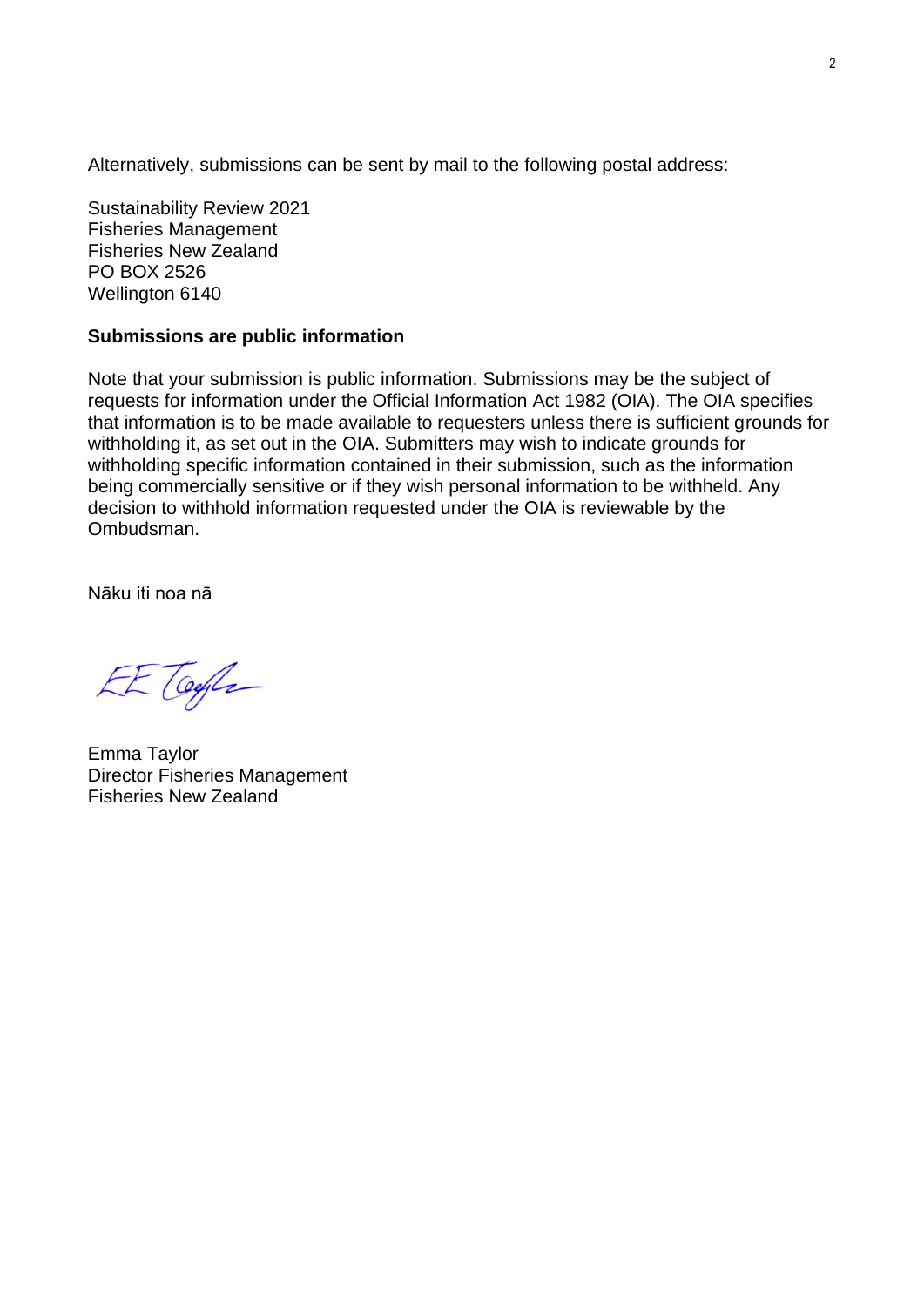Alternatively, submissions can be sent by mail to the following postal address:

Sustainability Review 2021
Fisheries Management
Fisheries New Zealand
PO BOX 2526
Wellington 6140

**Submissions are public information**

Note that your submission is public information. Submissions may be the subject of requests for information under the Official Information Act 1982 (OIA). The OIA specifies that information is to be made available to requesters unless there is sufficient grounds for withholding it, as set out in the OIA. Submitters may wish to indicate grounds for withholding specific information contained in their submission, such as the information being commercially sensitive or if they wish personal information to be withheld. Any decision to withhold information requested under the OIA is reviewable by the Ombudsman.

Nāku iti noa nā

Emma Taylor
Director Fisheries Management
Fisheries New Zealand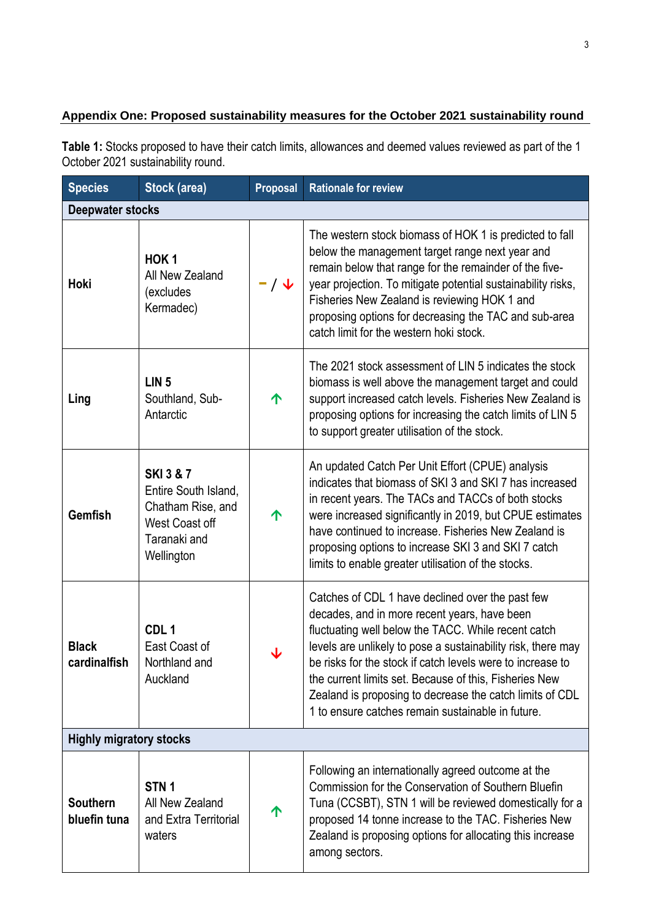## Appendix One: Proposed sustainability measures for the October 2021 sustainability round

**Table 1:** Stocks proposed to have their catch limits, allowances and deemed values reviewed as part of the 1 October 2021 sustainability round.

| Species | Stock (area) | Proposal | Rationale for review |
|---|---|---|---|
| **Deepwater stocks** | | | |
| **Hoki** | **HOK 1** All New Zealand (excludes Kermadec) | – / ↓ | The western stock biomass of HOK 1 is predicted to fall below the management target range next year and remain below that range for the remainder of the five-year projection. To mitigate potential sustainability risks, Fisheries New Zealand is reviewing HOK 1 and proposing options for decreasing the TAC and sub-area catch limit for the western hoki stock. |
| **Ling** | **LIN 5** Southland, Sub-Antarctic | ↑ | The 2021 stock assessment of LIN 5 indicates the stock biomass is well above the management target and could support increased catch levels. Fisheries New Zealand is proposing options for increasing the catch limits of LIN 5 to support greater utilisation of the stock. |
| **Gemfish** | **SKI 3 & 7** Entire South Island, Chatham Rise, and West Coast off Taranaki and Wellington | ↑ | An updated Catch Per Unit Effort (CPUE) analysis indicates that biomass of SKI 3 and SKI 7 has increased in recent years. The TACs and TACCs of both stocks were increased significantly in 2019, but CPUE estimates have continued to increase. Fisheries New Zealand is proposing options to increase SKI 3 and SKI 7 catch limits to enable greater utilisation of the stocks. |
| **Black cardinalfish** | **CDL 1** East Coast of Northland and Auckland | ↓ | Catches of CDL 1 have declined over the past few decades, and in more recent years, have been fluctuating well below the TACC. While recent catch levels are unlikely to pose a sustainability risk, there may be risks for the stock if catch levels were to increase to the current limits set. Because of this, Fisheries New Zealand is proposing to decrease the catch limits of CDL 1 to ensure catches remain sustainable in future. |
| **Highly migratory stocks** | | | |
| **Southern bluefin tuna** | **STN 1** All New Zealand and Extra Territorial waters | ↑ | Following an internationally agreed outcome at the Commission for the Conservation of Southern Bluefin Tuna (CCSBT), STN 1 will be reviewed domestically for a proposed 14 tonne increase to the TAC. Fisheries New Zealand is proposing options for allocating this increase among sectors. |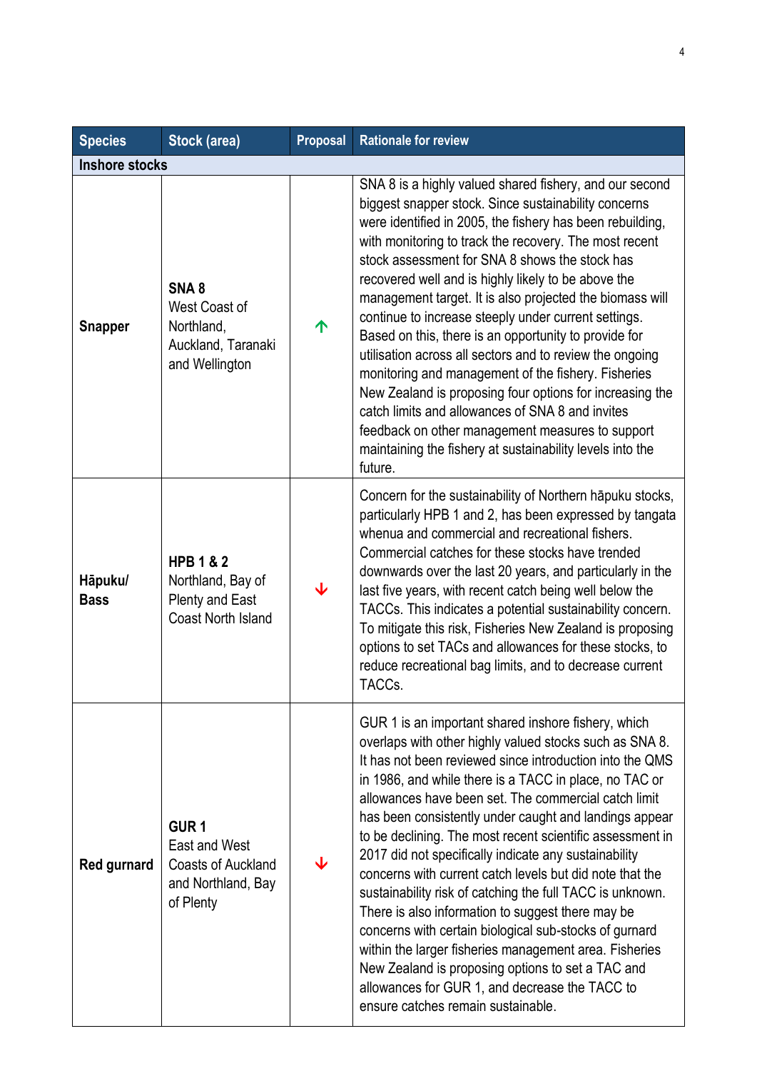| Species | Stock (area) | Proposal | Rationale for review |
|---|---|---|---|
| **Inshore stocks** | | | |
| **Snapper** | **SNA 8** West Coast of Northland, Auckland, Taranaki and Wellington | ↑ | SNA 8 is a highly valued shared fishery, and our second biggest snapper stock. Since sustainability concerns were identified in 2005, the fishery has been rebuilding, with monitoring to track the recovery. The most recent stock assessment for SNA 8 shows the stock has recovered well and is highly likely to be above the management target. It is also projected the biomass will continue to increase steeply under current settings. Based on this, there is an opportunity to provide for utilisation across all sectors and to review the ongoing monitoring and management of the fishery. Fisheries New Zealand is proposing four options for increasing the catch limits and allowances of SNA 8 and invites feedback on other management measures to support maintaining the fishery at sustainability levels into the future. |
| **Hāpuku/ Bass** | **HPB 1 & 2** Northland, Bay of Plenty and East Coast North Island | ↓ | Concern for the sustainability of Northern hāpuku stocks, particularly HPB 1 and 2, has been expressed by tangata whenua and commercial and recreational fishers. Commercial catches for these stocks have trended downwards over the last 20 years, and particularly in the last five years, with recent catch being well below the TACCs. This indicates a potential sustainability concern. To mitigate this risk, Fisheries New Zealand is proposing options to set TACs and allowances for these stocks, to reduce recreational bag limits, and to decrease current TACCs. |
| **Red gurnard** | **GUR 1** East and West Coasts of Auckland and Northland, Bay of Plenty | ↓ | GUR 1 is an important shared inshore fishery, which overlaps with other highly valued stocks such as SNA 8. It has not been reviewed since introduction into the QMS in 1986, and while there is a TACC in place, no TAC or allowances have been set. The commercial catch limit has been consistently under caught and landings appear to be declining. The most recent scientific assessment in 2017 did not specifically indicate any sustainability concerns with current catch levels but did note that the sustainability risk of catching the full TACC is unknown. There is also information to suggest there may be concerns with certain biological sub-stocks of gurnard within the larger fisheries management area. Fisheries New Zealand is proposing options to set a TAC and allowances for GUR 1, and decrease the TACC to ensure catches remain sustainable. |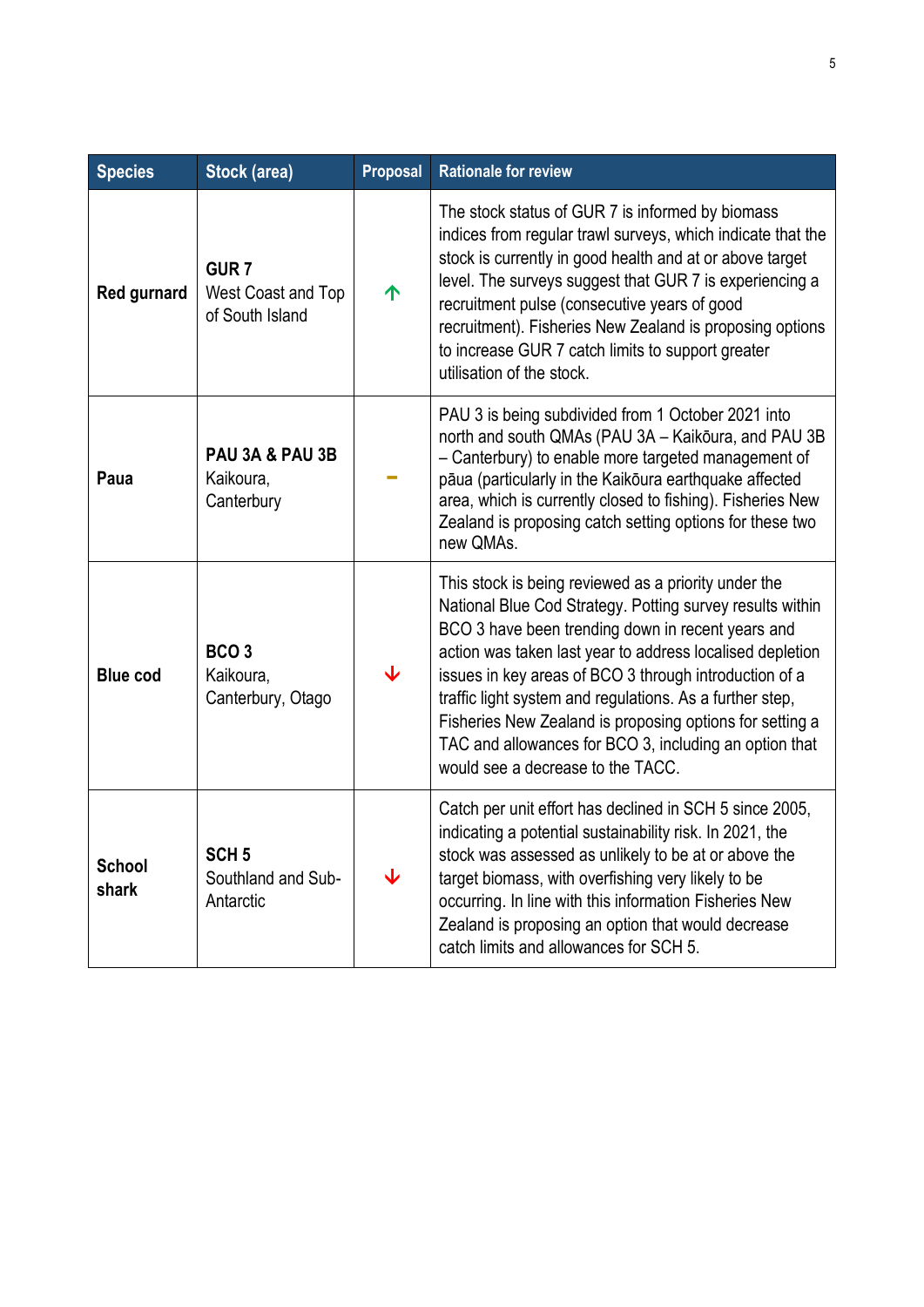| Species | Stock (area) | Proposal | Rationale for review |
|---|---|---|---|
| **Red gurnard** | **GUR 7** West Coast and Top of South Island | ↑ | The stock status of GUR 7 is informed by biomass indices from regular trawl surveys, which indicate that the stock is currently in good health and at or above target level. The surveys suggest that GUR 7 is experiencing a recruitment pulse (consecutive years of good recruitment). Fisheries New Zealand is proposing options to increase GUR 7 catch limits to support greater utilisation of the stock. |
| **Paua** | **PAU 3A & PAU 3B** Kaikoura, Canterbury | – | PAU 3 is being subdivided from 1 October 2021 into north and south QMAs (PAU 3A – Kaikōura, and PAU 3B – Canterbury) to enable more targeted management of pāua (particularly in the Kaikōura earthquake affected area, which is currently closed to fishing). Fisheries New Zealand is proposing catch setting options for these two new QMAs. |
| **Blue cod** | **BCO 3** Kaikoura, Canterbury, Otago | ↓ | This stock is being reviewed as a priority under the National Blue Cod Strategy. Potting survey results within BCO 3 have been trending down in recent years and action was taken last year to address localised depletion issues in key areas of BCO 3 through introduction of a traffic light system and regulations. As a further step, Fisheries New Zealand is proposing options for setting a TAC and allowances for BCO 3, including an option that would see a decrease to the TACC. |
| **School shark** | **SCH 5** Southland and Sub-Antarctic | ↓ | Catch per unit effort has declined in SCH 5 since 2005, indicating a potential sustainability risk. In 2021, the stock was assessed as unlikely to be at or above the target biomass, with overfishing very likely to be occurring. In line with this information Fisheries New Zealand is proposing an option that would decrease catch limits and allowances for SCH 5. |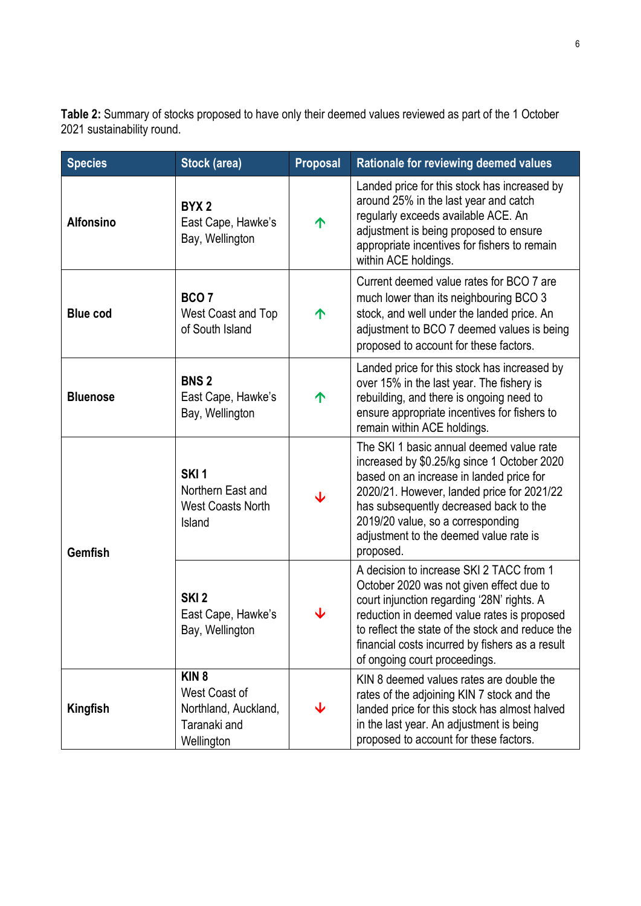**Table 2:** Summary of stocks proposed to have only their deemed values reviewed as part of the 1 October 2021 sustainability round.

| Species | Stock (area) | Proposal | Rationale for reviewing deemed values |
|---|---|---|---|
| **Alfonsino** | **BYX 2** East Cape, Hawke's Bay, Wellington | ↑ | Landed price for this stock has increased by around 25% in the last year and catch regularly exceeds available ACE. An adjustment is being proposed to ensure appropriate incentives for fishers to remain within ACE holdings. |
| **Blue cod** | **BCO 7** West Coast and Top of South Island | ↑ | Current deemed value rates for BCO 7 are much lower than its neighbouring BCO 3 stock, and well under the landed price. An adjustment to BCO 7 deemed values is being proposed to account for these factors. |
| **Bluenose** | **BNS 2** East Cape, Hawke's Bay, Wellington | ↑ | Landed price for this stock has increased by over 15% in the last year. The fishery is rebuilding, and there is ongoing need to ensure appropriate incentives for fishers to remain within ACE holdings. |
| **Gemfish** | **SKI 1** Northern East and West Coasts North Island | ↓ | The SKI 1 basic annual deemed value rate increased by $0.25/kg since 1 October 2020 based on an increase in landed price for 2020/21. However, landed price for 2021/22 has subsequently decreased back to the 2019/20 value, so a corresponding adjustment to the deemed value rate is proposed. |
| | **SKI 2** East Cape, Hawke's Bay, Wellington | ↓ | A decision to increase SKI 2 TACC from 1 October 2020 was not given effect due to court injunction regarding '28N' rights. A reduction in deemed value rates is proposed to reflect the state of the stock and reduce the financial costs incurred by fishers as a result of ongoing court proceedings. |
| **Kingfish** | **KIN 8** West Coast of Northland, Auckland, Taranaki and Wellington | ↓ | KIN 8 deemed values rates are double the rates of the adjoining KIN 7 stock and the landed price for this stock has almost halved in the last year. An adjustment is being proposed to account for these factors. |